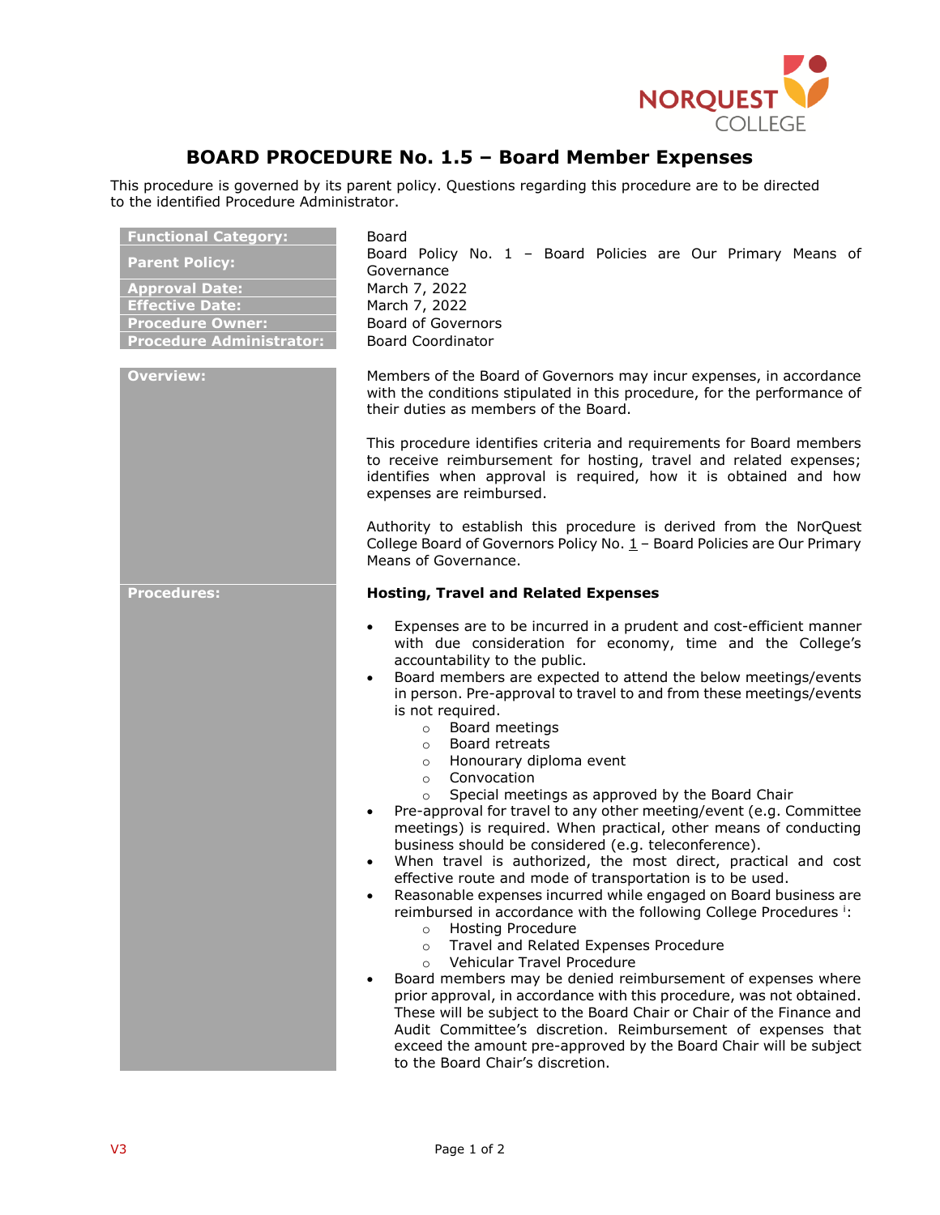# BOARD PROCEDURE No. 1.5 – Board Member Expenses

This procedure is governed by its parent policy. Questions regarding this procedure are to be directed to the identified Procedure Administrator.

| | |
|---|---|
| **Functional Category:** | Board |
| **Parent Policy:** | Board Policy No. 1 – Board Policies are Our Primary Means of Governance |
| **Approval Date:** | March 7, 2022 |
| **Effective Date:** | March 7, 2022 |
| **Procedure Owner:** | Board of Governors |
| **Procedure Administrator:** | Board Coordinator |

## Overview:

Members of the Board of Governors may incur expenses, in accordance with the conditions stipulated in this procedure, for the performance of their duties as members of the Board.

This procedure identifies criteria and requirements for Board members to receive reimbursement for hosting, travel and related expenses; identifies when approval is required, how it is obtained and how expenses are reimbursed.

Authority to establish this procedure is derived from the NorQuest College Board of Governors Policy No. 1 – Board Policies are Our Primary Means of Governance.

## Procedures:

### Hosting, Travel and Related Expenses

- Expenses are to be incurred in a prudent and cost-efficient manner with due consideration for economy, time and the College's accountability to the public.
- Board members are expected to attend the below meetings/events in person. Pre-approval to travel to and from these meetings/events is not required.
  - Board meetings
  - Board retreats
  - Honourary diploma event
  - Convocation
  - Special meetings as approved by the Board Chair
- Pre-approval for travel to any other meeting/event (e.g. Committee meetings) is required. When practical, other means of conducting business should be considered (e.g. teleconference).
- When travel is authorized, the most direct, practical and cost effective route and mode of transportation is to be used.
- Reasonable expenses incurred while engaged on Board business are reimbursed in accordance with the following College Procedures [i]:
  - Hosting Procedure
  - Travel and Related Expenses Procedure
  - Vehicular Travel Procedure
- Board members may be denied reimbursement of expenses where prior approval, in accordance with this procedure, was not obtained. These will be subject to the Board Chair or Chair of the Finance and Audit Committee's discretion. Reimbursement of expenses that exceed the amount pre-approved by the Board Chair will be subject to the Board Chair's discretion.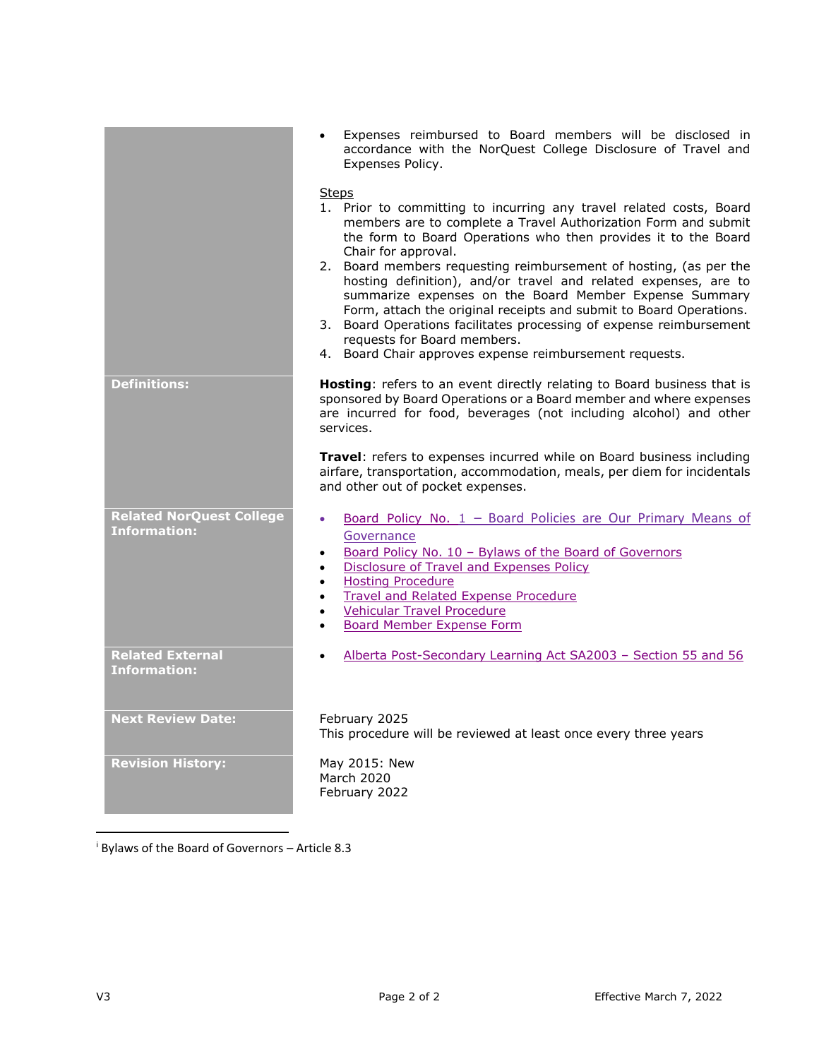| | |
|---|---|
| | • Expenses reimbursed to Board members will be disclosed in accordance with the NorQuest College Disclosure of Travel and Expenses Policy.<br><br>Steps<br>1. Prior to committing to incurring any travel related costs, Board members are to complete a Travel Authorization Form and submit the form to Board Operations who then provides it to the Board Chair for approval.<br>2. Board members requesting reimbursement of hosting, (as per the hosting definition), and/or travel and related expenses, are to summarize expenses on the Board Member Expense Summary Form, attach the original receipts and submit to Board Operations.<br>3. Board Operations facilitates processing of expense reimbursement requests for Board members.<br>4. Board Chair approves expense reimbursement requests. |
| **Definitions:** | **Hosting**: refers to an event directly relating to Board business that is sponsored by Board Operations or a Board member and where expenses are incurred for food, beverages (not including alcohol) and other services.<br><br>**Travel**: refers to expenses incurred while on Board business including airfare, transportation, accommodation, meals, per diem for incidentals and other out of pocket expenses. |
| **Related NorQuest College Information:** | • Board Policy No. 1 – Board Policies are Our Primary Means of Governance<br>• Board Policy No. 10 – Bylaws of the Board of Governors<br>• Disclosure of Travel and Expenses Policy<br>• Hosting Procedure<br>• Travel and Related Expense Procedure<br>• Vehicular Travel Procedure<br>• Board Member Expense Form |
| **Related External Information:** | • Alberta Post-Secondary Learning Act SA2003 – Section 55 and 56 |
| **Next Review Date:** | February 2025<br>This procedure will be reviewed at least once every three years |
| **Revision History:** | May 2015: New<br>March 2020<br>February 2022 |

[i] Bylaws of the Board of Governors – Article 8.3

V3 Effective March 7, 2022